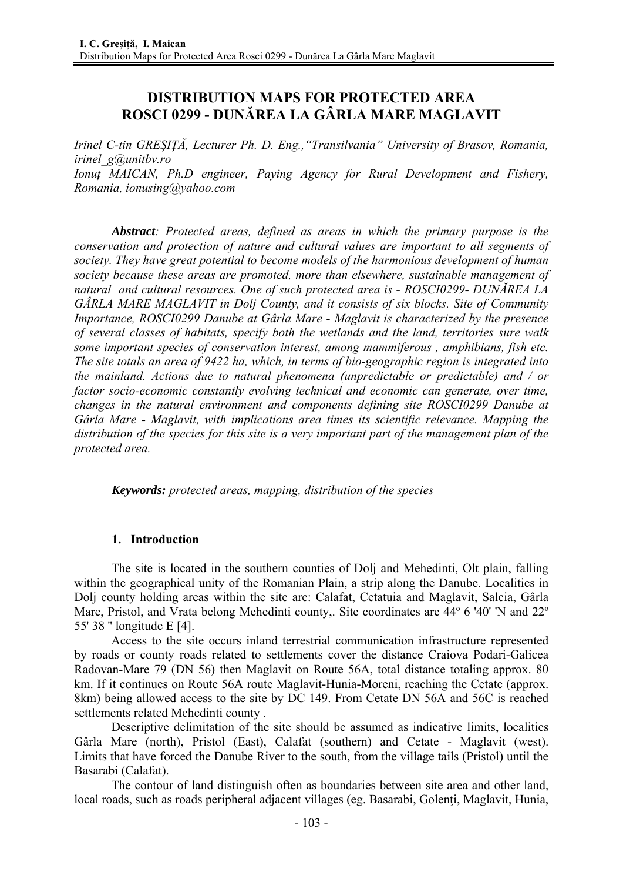# DISTRIBUTION MAPS FOR PROTECTED AREA ROSCI 0299 - DUNĂREA LA GÂRLA MARE MAGLAVIT

*Irinel C-tin GREȘIȚĂ, Lecturer Ph. D. Eng.,"Transilvania" University of Brasov, Romania, irinel_g@unitbv.ro*

*Ionuț MAICAN, Ph.D engineer, Paying Agency for Rural Development and Fishery, Romania, ionusing@yahoo.com*

***Abstract**: Protected areas, defined as areas in which the primary purpose is the conservation and protection of nature and cultural values are important to all segments of society. They have great potential to become models of the harmonious development of human society because these areas are promoted, more than elsewhere, sustainable management of natural and cultural resources. One of such protected area is - ROSCI0299- DUNĂREA LA GÂRLA MARE MAGLAVIT in Dolj County, and it consists of six blocks. Site of Community Importance, ROSCI0299 Danube at Gârla Mare - Maglavit is characterized by the presence of several classes of habitats, specify both the wetlands and the land, territories sure walk some important species of conservation interest, among mammiferous , amphibians, fish etc. The site totals an area of 9422 ha, which, in terms of bio-geographic region is integrated into the mainland. Actions due to natural phenomena (unpredictable or predictable) and / or factor socio-economic constantly evolving technical and economic can generate, over time, changes in the natural environment and components defining site ROSCI0299 Danube at Gârla Mare - Maglavit, with implications area times its scientific relevance. Mapping the distribution of the species for this site is a very important part of the management plan of the protected area.*

***Keywords:** protected areas, mapping, distribution of the species*

## 1. Introduction

The site is located in the southern counties of Dolj and Mehedinti, Olt plain, falling within the geographical unity of the Romanian Plain, a strip along the Danube. Localities in Dolj county holding areas within the site are: Calafat, Cetatuia and Maglavit, Salcia, Gârla Mare, Pristol, and Vrata belong Mehedinti county,. Site coordinates are 44º 6 '40' 'N and 22º 55' 38 " longitude E [4].

Access to the site occurs inland terrestrial communication infrastructure represented by roads or county roads related to settlements cover the distance Craiova Podari-Galicea Radovan-Mare 79 (DN 56) then Maglavit on Route 56A, total distance totaling approx. 80 km. If it continues on Route 56A route Maglavit-Hunia-Moreni, reaching the Cetate (approx. 8km) being allowed access to the site by DC 149. From Cetate DN 56A and 56C is reached settlements related Mehedinti county .

Descriptive delimitation of the site should be assumed as indicative limits, localities Gârla Mare (north), Pristol (East), Calafat (southern) and Cetate - Maglavit (west). Limits that have forced the Danube River to the south, from the village tails (Pristol) until the Basarabi (Calafat).

The contour of land distinguish often as boundaries between site area and other land, local roads, such as roads peripheral adjacent villages (eg. Basarabi, Golenți, Maglavit, Hunia,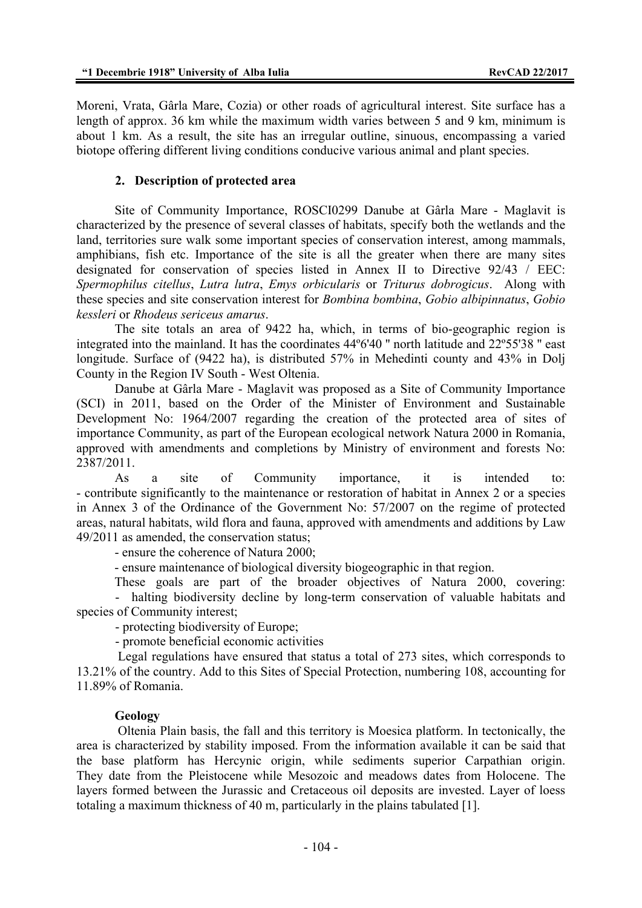Moreni, Vrata, Gârla Mare, Cozia) or other roads of agricultural interest. Site surface has a length of approx. 36 km while the maximum width varies between 5 and 9 km, minimum is about 1 km. As a result, the site has an irregular outline, sinuous, encompassing a varied biotope offering different living conditions conducive various animal and plant species.

## 2. Description of protected area

Site of Community Importance, ROSCI0299 Danube at Gârla Mare - Maglavit is characterized by the presence of several classes of habitats, specify both the wetlands and the land, territories sure walk some important species of conservation interest, among mammals, amphibians, fish etc. Importance of the site is all the greater when there are many sites designated for conservation of species listed in Annex II to Directive 92/43 / EEC: *Spermophilus citellus*, *Lutra lutra*, *Emys orbicularis* or *Triturus dobrogicus*. Along with these species and site conservation interest for *Bombina bombina*, *Gobio albipinnatus*, *Gobio kessleri* or *Rhodeus sericeus amarus*.

The site totals an area of 9422 ha, which, in terms of bio-geographic region is integrated into the mainland. It has the coordinates 44º6'40 " north latitude and 22º55'38 " east longitude. Surface of (9422 ha), is distributed 57% in Mehedinti county and 43% in Dolj County in the Region IV South - West Oltenia.

Danube at Gârla Mare - Maglavit was proposed as a Site of Community Importance (SCI) in 2011, based on the Order of the Minister of Environment and Sustainable Development No: 1964/2007 regarding the creation of the protected area of sites of importance Community, as part of the European ecological network Natura 2000 in Romania, approved with amendments and completions by Ministry of environment and forests No: 2387/2011.

As a site of Community importance, it is intended to:
- contribute significantly to the maintenance or restoration of habitat in Annex 2 or a species in Annex 3 of the Ordinance of the Government No: 57/2007 on the regime of protected areas, natural habitats, wild flora and fauna, approved with amendments and additions by Law 49/2011 as amended, the conservation status;
- ensure the coherence of Natura 2000;
- ensure maintenance of biological diversity biogeographic in that region.

These goals are part of the broader objectives of Natura 2000, covering:
- halting biodiversity decline by long-term conservation of valuable habitats and species of Community interest;
- protecting biodiversity of Europe;
- promote beneficial economic activities

Legal regulations have ensured that status a total of 273 sites, which corresponds to 13.21% of the country. Add to this Sites of Special Protection, numbering 108, accounting for 11.89% of Romania.

### Geology

Oltenia Plain basis, the fall and this territory is Moesica platform. In tectonically, the area is characterized by stability imposed. From the information available it can be said that the base platform has Hercynic origin, while sediments superior Carpathian origin. They date from the Pleistocene while Mesozoic and meadows dates from Holocene. The layers formed between the Jurassic and Cretaceous oil deposits are invested. Layer of loess totaling a maximum thickness of 40 m, particularly in the plains tabulated [1].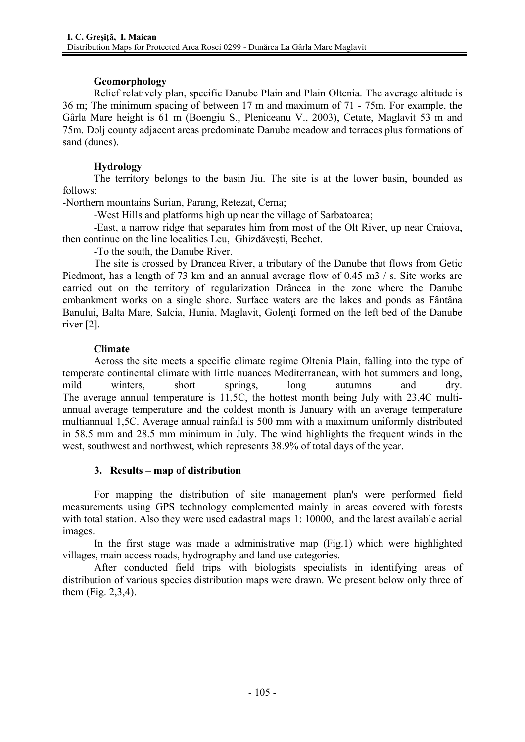### Geomorphology

Relief relatively plan, specific Danube Plain and Plain Oltenia. The average altitude is 36 m; The minimum spacing of between 17 m and maximum of 71 - 75m. For example, the Gârla Mare height is 61 m (Boengiu S., Pleniceanu V., 2003), Cetate, Maglavit 53 m and 75m. Dolj county adjacent areas predominate Danube meadow and terraces plus formations of sand (dunes).

### Hydrology

The territory belongs to the basin Jiu. The site is at the lower basin, bounded as follows:

-Northern mountains Surian, Parang, Retezat, Cerna;

-West Hills and platforms high up near the village of Sarbatoarea;

-East, a narrow ridge that separates him from most of the Olt River, up near Craiova, then continue on the line localities Leu, Ghizdăveşti, Bechet.

-To the south, the Danube River.

The site is crossed by Drancea River, a tributary of the Danube that flows from Getic Piedmont, has a length of 73 km and an annual average flow of 0.45 m3 / s. Site works are carried out on the territory of regularization Drâncea in the zone where the Danube embankment works on a single shore. Surface waters are the lakes and ponds as Fântâna Banului, Balta Mare, Salcia, Hunia, Maglavit, Golenţi formed on the left bed of the Danube river [2].

### Climate

Across the site meets a specific climate regime Oltenia Plain, falling into the type of temperate continental climate with little nuances Mediterranean, with hot summers and long, mild winters, short springs, long autumns and dry.
The average annual temperature is 11,5C, the hottest month being July with 23,4C multi-annual average temperature and the coldest month is January with an average temperature multiannual 1,5C. Average annual rainfall is 500 mm with a maximum uniformly distributed in 58.5 mm and 28.5 mm minimum in July. The wind highlights the frequent winds in the west, southwest and northwest, which represents 38.9% of total days of the year.

## 3. Results – map of distribution

For mapping the distribution of site management plan's were performed field measurements using GPS technology complemented mainly in areas covered with forests with total station. Also they were used cadastral maps 1: 10000, and the latest available aerial images.

In the first stage was made a administrative map (Fig.1) which were highlighted villages, main access roads, hydrography and land use categories.

After conducted field trips with biologists specialists in identifying areas of distribution of various species distribution maps were drawn. We present below only three of them (Fig. 2,3,4).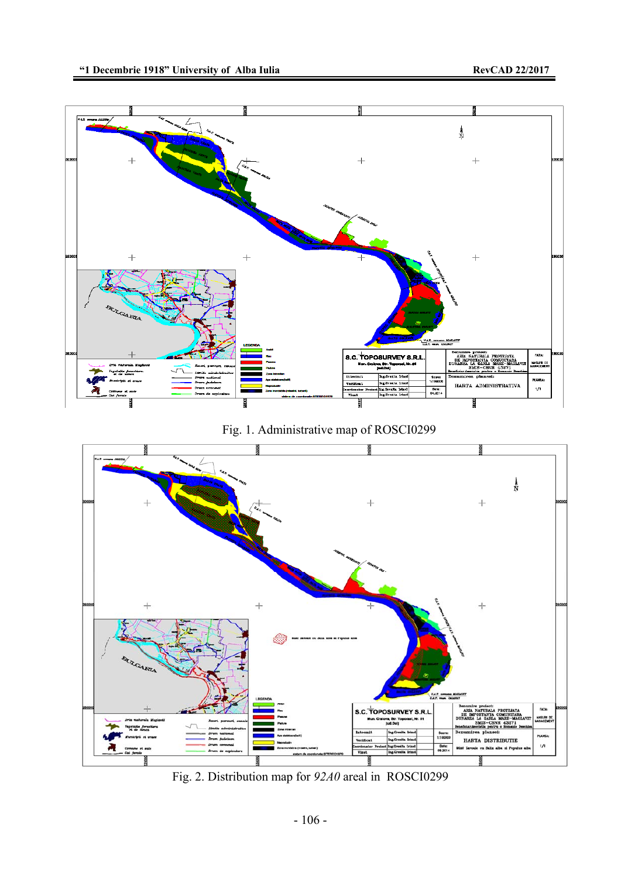Fig. 1. Administrative map of ROSCI0299

Fig. 2. Distribution map for *92A0* areal in ROSCI0299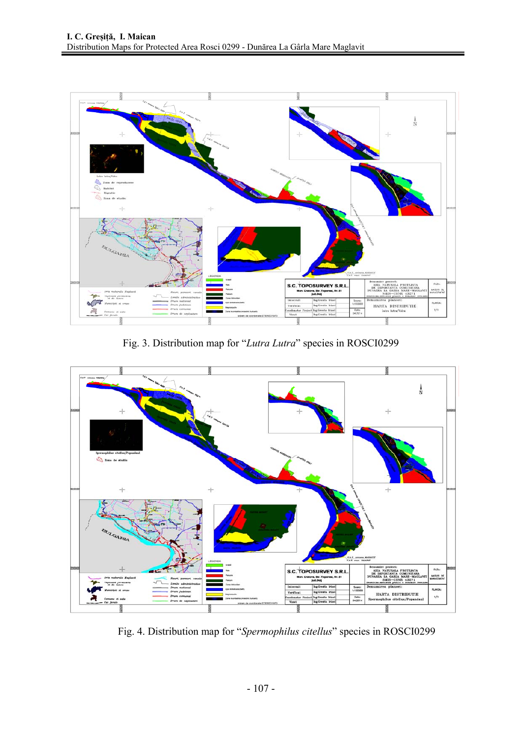Fig. 3. Distribution map for "*Lutra Lutra*" species in ROSCI0299

Fig. 4. Distribution map for "*Spermophilus citellus*" species in ROSCI0299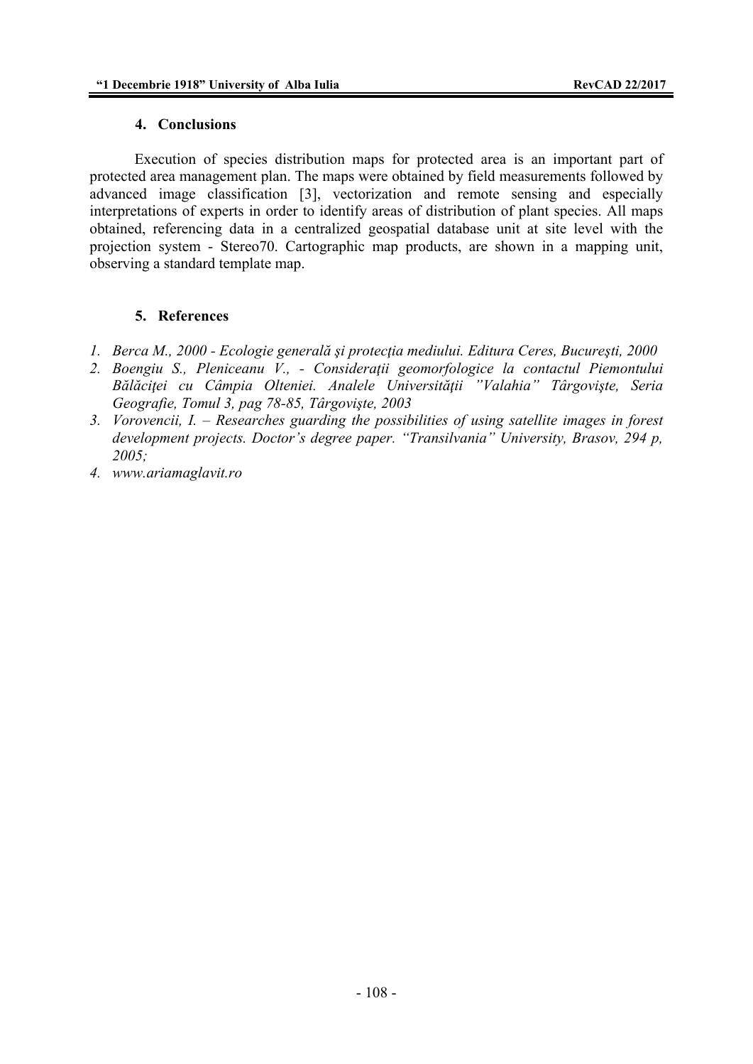## 4. Conclusions

Execution of species distribution maps for protected area is an important part of protected area management plan. The maps were obtained by field measurements followed by advanced image classification [3], vectorization and remote sensing and especially interpretations of experts in order to identify areas of distribution of plant species. All maps obtained, referencing data in a centralized geospatial database unit at site level with the projection system - Stereo70. Cartographic map products, are shown in a mapping unit, observing a standard template map.

## 5. References

1. *Berca M., 2000 - Ecologie generală şi protecţia mediului. Editura Ceres, Bucureşti, 2000*
2. *Boengiu S., Pleniceanu V., - Consideraţii geomorfologice la contactul Piemontului Bălăciţei cu Câmpia Olteniei. Analele Universităţii "Valahia" Târgovişte, Seria Geografie, Tomul 3, pag 78-85, Târgovişte, 2003*
3. *Vorovencii, I. – Researches guarding the possibilities of using satellite images in forest development projects. Doctor's degree paper. "Transilvania" University, Brasov, 294 p, 2005;*
4. *www.ariamaglavit.ro*